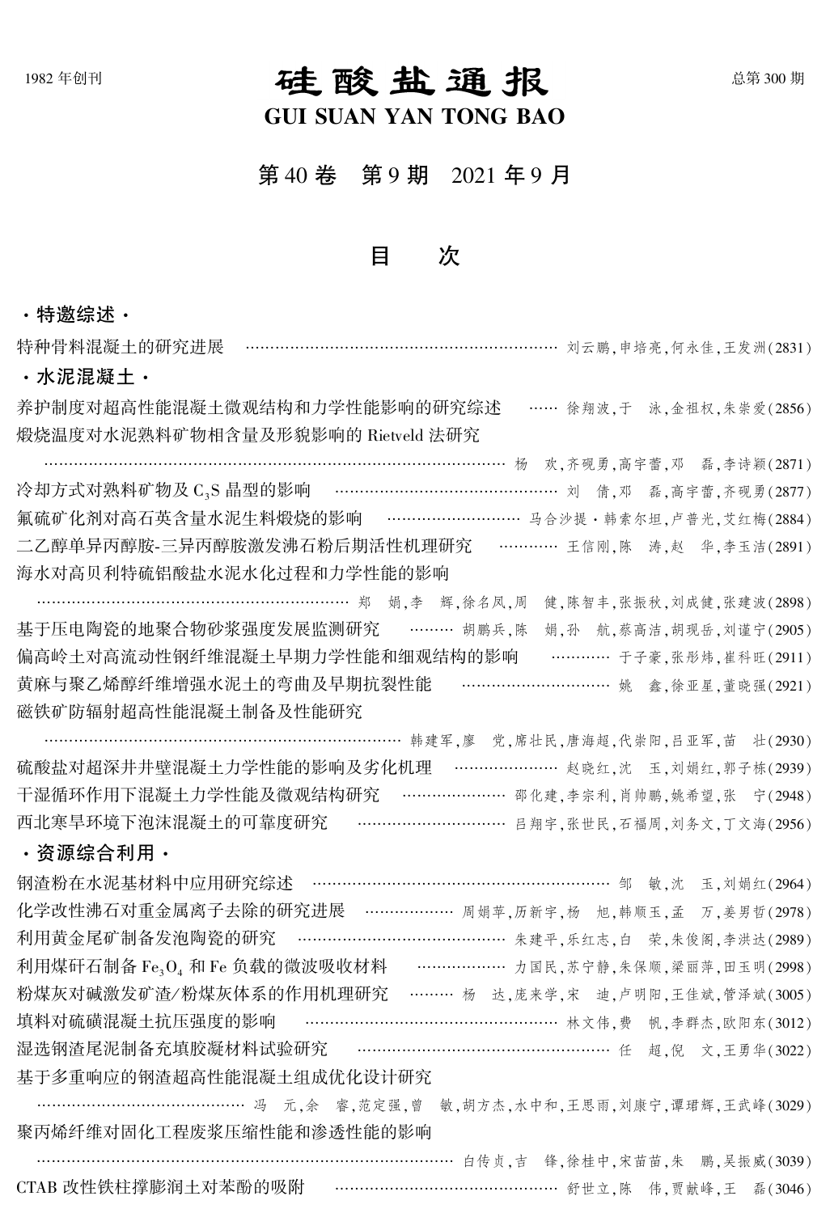1982 年创刊

# 硅酸盐通报

# GUI SUAN YAN TONG BAO

总第 300 期

第 40 卷　第 9 期　2021 年 9 月

## 目　　次

### ·特邀综述·

特种骨料混凝土的研究进展 …………………………………………………… 刘云鹏,申培亮,何永佳,王发洲(2831)

### ·水泥混凝土·

养护制度对超高性能混凝土微观结构和力学性能影响的研究综述 …… 徐翔波,于　泳,金祖权,朱崇爱(2856)

煅烧温度对水泥熟料矿物相含量及形貌影响的 Rietveld 法研究 ………………………………………………………………………… 杨　欢,齐砚勇,高宇蕾,邓　磊,李诗颖(2871)

冷却方式对熟料矿物及 $C_3S$ 晶型的影响 ………………………………………… 刘　倩,邓　磊,高宇蕾,齐砚勇(2877)

氟硫矿化剂对高石英含量水泥生料煅烧的影响 ……………………… 马合沙提·韩索尔坦,卢普光,艾红梅(2884)

二乙醇单异丙醇胺-三异丙醇胺激发沸石粉后期活性机理研究 ………… 王信刚,陈　涛,赵　华,李玉洁(2891)

海水对高贝利特硫铝酸盐水泥水化过程和力学性能的影响 ………………………………………………………… 郑　娟,李　辉,徐名凤,周　健,陈智丰,张振秋,刘成健,张建波(2898)

基于压电陶瓷的地聚合物砂浆强度发展监测研究 ……… 胡鹏兵,陈　娟,孙　航,蔡高洁,胡现岳,刘谨宁(2905)

偏高岭土对高流动性钢纤维混凝土早期力学性能和细观结构的影响 ………… 于子豪,张彤炜,崔科旺(2911)

黄麻与聚乙烯醇纤维增强水泥土的弯曲及早期抗裂性能 …………………………… 姚　鑫,徐亚星,董晓强(2921)

磁铁矿防辐射超高性能混凝土制备及性能研究 ………………………………………………………… 韩建军,廖　党,席壮民,唐海超,代崇阳,吕亚军,苗　壮(2930)

硫酸盐对超深井井壁混凝土力学性能的影响及劣化机理 ………………… 赵晓红,沈　玉,刘娟红,郭子栋(2939)

干湿循环作用下混凝土力学性能及微观结构研究 ………………… 邵化建,李宗利,肖帅鹏,姚希望,张　宁(2948)

西北寒旱环境下泡沫混凝土的可靠度研究 ……………………… 吕翔宇,张世民,石福周,刘务文,丁文海(2956)

### ·资源综合利用·

钢渣粉在水泥基材料中应用研究综述 ……………………………………………………… 邹　敏,沈　玉,刘娟红(2964)

化学改性沸石对重金属离子去除的研究进展 ……………… 周娟苹,历新宇,杨　旭,韩顺玉,孟　万,姜男哲(2978)

利用黄金尾矿制备发泡陶瓷的研究 …………………………………… 朱建平,乐红志,白　荣,朱俊阁,李洪达(2989)

利用煤矸石制备 $Fe_3O_4$ 和 Fe 负载的微波吸收材料 …………… 力国民,苏宁静,朱保顺,梁丽萍,田玉明(2998)

粉煤灰对碱激发矿渣/粉煤灰体系的作用机理研究 ……… 杨　达,庞来学,宋　迪,卢明阳,王佳斌,管泽斌(3005)

填料对硫磺混凝土抗压强度的影响 ……………………………………………… 林文伟,费　帆,李群杰,欧阳东(3012)

湿选钢渣尾泥制备充填胶凝材料试验研究 …………………………………………………… 任　超,倪　文,王勇华(3022)

基于多重响应的钢渣超高性能混凝土组成优化设计研究 ……………………………………… 冯　元,余　睿,范定强,曾　敏,胡方杰,水中和,王思雨,刘康宁,谭珺辉,王武峰(3029)

聚丙烯纤维对固化工程废浆压缩性能和渗透性能的影响 ………………………………………………………………………… 白传贞,吉　锋,徐桂中,宋苗苗,朱　鹏,吴振威(3039)

CTAB 改性铁柱撑膨润土对苯酚的吸附 ……………………………………… 舒世立,陈　伟,贾献峰,王　磊(3046)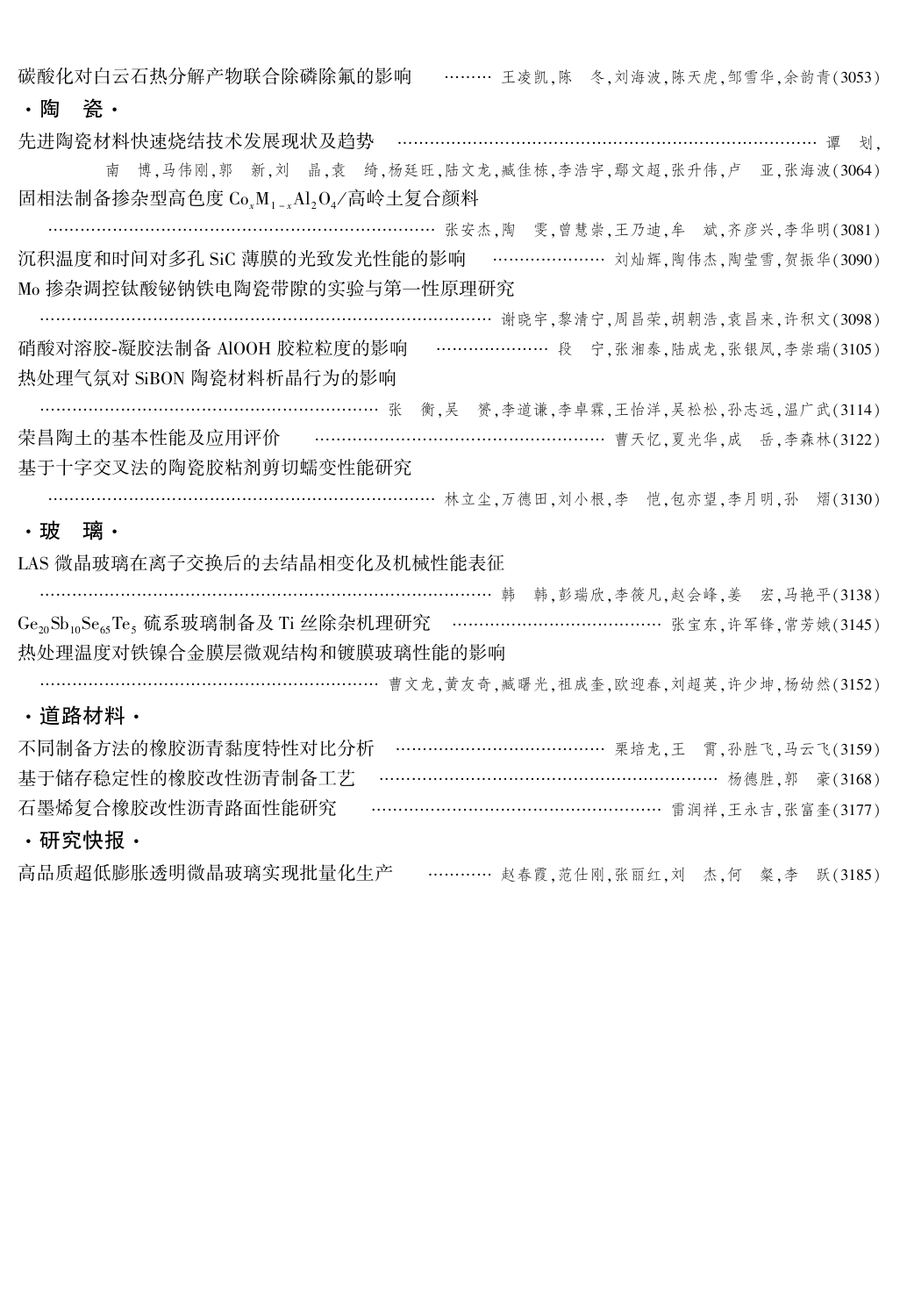碳酸化对白云石热分解产物联合除磷除氟的影响 ……… 王凌凯,陈　冬,刘海波,陈天虎,邹雪华,余韵青(3053)

## ·陶　瓷·

先进陶瓷材料快速烧结技术发展现状及趋势 …… 谭　划,南　博,马伟刚,郭　新,刘　晶,袁　绮,杨廷旺,陆文龙,臧佳栋,李浩宇,鄢文超,张升伟,卢　亚,张海波(3064)

固相法制备掺杂型高色度 $Co_xM_{1-x}Al_2O_4$/高岭土复合颜料 …… 张安杰,陶　雯,曾慧崇,王乃迪,牟　斌,齐彦兴,李华明(3081)

沉积温度和时间对多孔 SiC 薄膜的光致发光性能的影响 …… 刘灿辉,陶伟杰,陶莹雪,贺振华(3090)

Mo 掺杂调控钛酸铋钠铁电陶瓷带隙的实验与第一性原理研究 …… 谢晓宇,黎清宁,周昌荣,胡朝浩,袁昌来,许积文(3098)

硝酸对溶胶-凝胶法制备 AlOOH 胶粒粒度的影响 …… 段　宁,张湘泰,陆成龙,张银凤,李崇瑞(3105)

热处理气氛对 SiBON 陶瓷材料析晶行为的影响 …… 张　衡,吴　赟,李道谦,李卓霖,王怡洋,吴松松,孙志远,温广武(3114)

荣昌陶土的基本性能及应用评价 …… 曹天忆,夏光华,成　岳,李森林(3122)

基于十字交叉法的陶瓷胶粘剂剪切蠕变性能研究 …… 林立尘,万德田,刘小根,李　恺,包亦望,李月明,孙　熠(3130)

## ·玻　璃·

LAS 微晶玻璃在离子交换后的去结晶相变化及机械性能表征 …… 韩　韩,彭瑞欣,李筱凡,赵会峰,姜　宏,马艳平(3138)

$Ge_{20}Sb_{10}Se_{65}Te_5$ 硫系玻璃制备及 Ti 丝除杂机理研究 …… 张宝东,许军锋,常芳娥(3145)

热处理温度对铁镍合金膜层微观结构和镀膜玻璃性能的影响 …… 曹文龙,黄友奇,臧曙光,祖成奎,欧迎春,刘超英,许少坤,杨幼然(3152)

## ·道路材料·

不同制备方法的橡胶沥青黏度特性对比分析 …… 栗培龙,王　霄,孙胜飞,马云飞(3159)

基于储存稳定性的橡胶改性沥青制备工艺 …… 杨德胜,郭　豪(3168)

石墨烯复合橡胶改性沥青路面性能研究 …… 雷润祥,王永吉,张富奎(3177)

## ·研究快报·

高品质超低膨胀透明微晶玻璃实现批量化生产 ………… 赵春霞,范仕刚,张丽红,刘　杰,何　粲,李　跃(3185)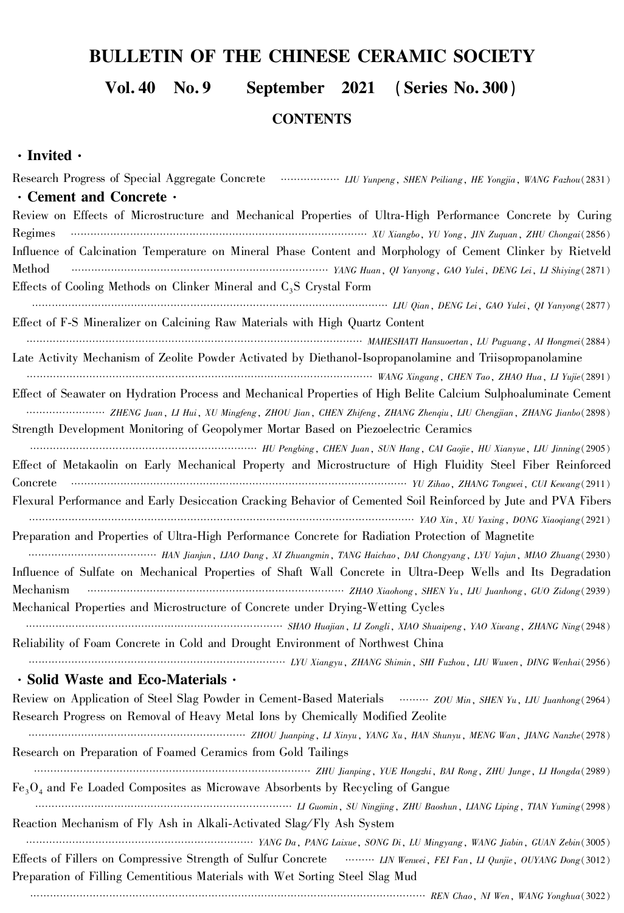# BULLETIN OF THE CHINESE CERAMIC SOCIETY

## Vol. 40 No. 9 September 2021 (Series No. 300)

### CONTENTS

**· Invited ·**

Research Progress of Special Aggregate Concrete ·················· *LIU Yunpeng, SHEN Peiliang, HE Yongjia, WANG Fazhou*(2831)

**· Cement and Concrete ·**

Review on Effects of Microstructure and Mechanical Properties of Ultra-High Performance Concrete by Curing Regimes ················ *XU Xiangbo, YU Yong, JIN Zuquan, ZHU Chongai*(2856)

Influence of Calcination Temperature on Mineral Phase Content and Morphology of Cement Clinker by Rietveld Method ················ *YANG Huan, QI Yanyong, GAO Yulei, DENG Lei, LI Shiying*(2871)

Effects of Cooling Methods on Clinker Mineral and $C_3S$ Crystal Form ················ *LIU Qian, DENG Lei, GAO Yulei, QI Yanyong*(2877)

Effect of F-S Mineralizer on Calcining Raw Materials with High Quartz Content ················ *MAHESHATI Hansuoertan, LU Puguang, AI Hongmei*(2884)

Late Activity Mechanism of Zeolite Powder Activated by Diethanol-Isopropanolamine and Triisopropanolamine ················ *WANG Xingang, CHEN Tao, ZHAO Hua, LI Yujie*(2891)

Effect of Seawater on Hydration Process and Mechanical Properties of High Belite Calcium Sulphoaluminate Cement ················ *ZHENG Juan, LI Hui, XU Mingfeng, ZHOU Jian, CHEN Zhifeng, ZHANG Zhenqiu, LIU Chengjian, ZHANG Jianbo*(2898)

Strength Development Monitoring of Geopolymer Mortar Based on Piezoelectric Ceramics ················ *HU Pengbing, CHEN Juan, SUN Hang, CAI Gaojie, HU Xianyue, LIU Jinning*(2905)

Effect of Metakaolin on Early Mechanical Property and Microstructure of High Fluidity Steel Fiber Reinforced Concrete ················ *YU Zihao, ZHANG Tongwei, CUI Kewang*(2911)

Flexural Performance and Early Desiccation Cracking Behavior of Cemented Soil Reinforced by Jute and PVA Fibers ················ *YAO Xin, XU Yaxing, DONG Xiaoqiang*(2921)

Preparation and Properties of Ultra-High Performance Concrete for Radiation Protection of Magnetite ················ *HAN Jianjun, LIAO Dang, XI Zhuangmin, TANG Haichao, DAI Chongyang, LYU Yajun, MIAO Zhuang*(2930)

Influence of Sulfate on Mechanical Properties of Shaft Wall Concrete in Ultra-Deep Wells and Its Degradation Mechanism ················ *ZHAO Xiaohong, SHEN Yu, LIU Juanhong, GUO Zidong*(2939)

Mechanical Properties and Microstructure of Concrete under Drying-Wetting Cycles ················ *SHAO Huajian, LI Zongli, XIAO Shuaipeng, YAO Xiwang, ZHANG Ning*(2948)

Reliability of Foam Concrete in Cold and Drought Environment of Northwest China ················ *LYU Xiangyu, ZHANG Shimin, SHI Fuzhou, LIU Wuwen, DING Wenhai*(2956)

**· Solid Waste and Eco-Materials ·**

Review on Application of Steel Slag Powder in Cement-Based Materials ········· *ZOU Min, SHEN Yu, LIU Juanhong*(2964)

Research Progress on Removal of Heavy Metal Ions by Chemically Modified Zeolite ················ *ZHOU Juanping, LI Xinyu, YANG Xu, HAN Shunyu, MENG Wan, JIANG Nanzhe*(2978)

Research on Preparation of Foamed Ceramics from Gold Tailings ················ *ZHU Jianping, YUE Hongzhi, BAI Rong, ZHU Junge, LI Hongda*(2989)

$Fe_3O_4$ and Fe Loaded Composites as Microwave Absorbents by Recycling of Gangue ················ *LI Guomin, SU Ningjing, ZHU Baoshun, LIANG Liping, TIAN Yuming*(2998)

Reaction Mechanism of Fly Ash in Alkali-Activated Slag/Fly Ash System ················ *YANG Da, PANG Laixue, SONG Di, LU Mingyang, WANG Jiabin, GUAN Zebin*(3005)

Effects of Fillers on Compressive Strength of Sulfur Concrete ········· *LIN Wenwei, FEI Fan, LI Qunjie, OUYANG Dong*(3012)

Preparation of Filling Cementitious Materials with Wet Sorting Steel Slag Mud ················ *REN Chao, NI Wen, WANG Yonghua*(3022)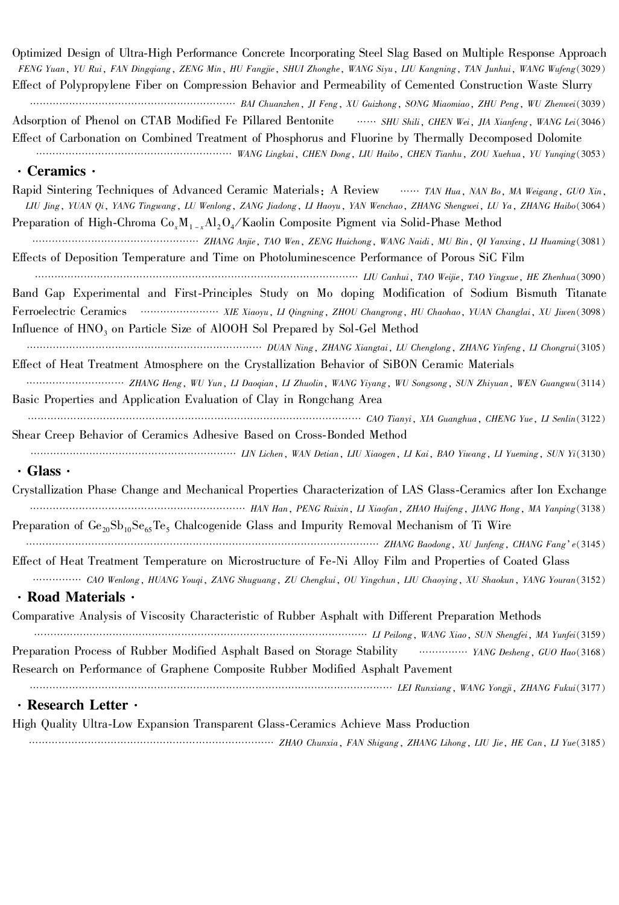Optimized Design of Ultra-High Performance Concrete Incorporating Steel Slag Based on Multiple Response Approach
*FENG Yuan, YU Rui, FAN Dingqiang, ZENG Min, HU Fangjie, SHUI Zhonghe, WANG Siyu, LIU Kangning, TAN Junhui, WANG Wufeng*(3029)

Effect of Polypropylene Fiber on Compression Behavior and Permeability of Cemented Construction Waste Slurry
…… *BAI Chuanzhen, JI Feng, XU Guizhong, SONG Miaomiao, ZHU Peng, WU Zhenwei*(3039)

Adsorption of Phenol on CTAB Modified Fe Pillared Bentonite …… *SHU Shili, CHEN Wei, JIA Xianfeng, WANG Lei*(3046)

Effect of Carbonation on Combined Treatment of Phosphorus and Fluorine by Thermally Decomposed Dolomite
…… *WANG Lingkai, CHEN Dong, LIU Haibo, CHEN Tianhu, ZOU Xuehua, YU Yunqing*(3053)

## · Ceramics ·

Rapid Sintering Techniques of Advanced Ceramic Materials: A Review …… *TAN Hua, NAN Bo, MA Weigang, GUO Xin, LIU Jing, YUAN Qi, YANG Tingwang, LU Wenlong, ZANG Jiadong, LI Haoyu, YAN Wenchao, ZHANG Shengwei, LU Ya, ZHANG Haibo*(3064)

Preparation of High-Chroma $Co_xM_{1-x}Al_2O_4$/Kaolin Composite Pigment via Solid-Phase Method
…… *ZHANG Anjie, TAO Wen, ZENG Huichong, WANG Naidi, MU Bin, QI Yanxing, LI Huaming*(3081)

Effects of Deposition Temperature and Time on Photoluminescence Performance of Porous SiC Film
…… *LIU Canhui, TAO Weijie, TAO Yingxue, HE Zhenhua*(3090)

Band Gap Experimental and First-Principles Study on Mo doping Modification of Sodium Bismuth Titanate Ferroelectric Ceramics …… *XIE Xiaoyu, LI Qingning, ZHOU Changrong, HU Chaohao, YUAN Changlai, XU Jiwen*(3098)

Influence of $HNO_3$ on Particle Size of AlOOH Sol Prepared by Sol-Gel Method
…… *DUAN Ning, ZHANG Xiangtai, LU Chenglong, ZHANG Yinfeng, LI Chongrui*(3105)

Effect of Heat Treatment Atmosphere on the Crystallization Behavior of SiBON Ceramic Materials
…… *ZHANG Heng, WU Yun, LI Daoqian, LI Zhuolin, WANG Yiyang, WU Songsong, SUN Zhiyuan, WEN Guangwu*(3114)

Basic Properties and Application Evaluation of Clay in Rongchang Area
…… *CAO Tianyi, XIA Guanghua, CHENG Yue, LI Senlin*(3122)

Shear Creep Behavior of Ceramics Adhesive Based on Cross-Bonded Method
…… *LIN Lichen, WAN Detian, LIU Xiaogen, LI Kai, BAO Yiwang, LI Yueming, SUN Yi*(3130)

## · Glass ·

Crystallization Phase Change and Mechanical Properties Characterization of LAS Glass-Ceramics after Ion Exchange
…… *HAN Han, PENG Ruixin, LI Xiaofan, ZHAO Huifeng, JIANG Hong, MA Yanping*(3138)

Preparation of $Ge_{20}Sb_{10}Se_{65}Te_5$ Chalcogenide Glass and Impurity Removal Mechanism of Ti Wire
…… *ZHANG Baodong, XU Junfeng, CHANG Fang'e*(3145)

Effect of Heat Treatment Temperature on Microstructure of Fe-Ni Alloy Film and Properties of Coated Glass
…… *CAO Wenlong, HUANG Youqi, ZANG Shuguang, ZU Chengkui, OU Yingchun, LIU Chaoying, XU Shaokun, YANG Youran*(3152)

## · Road Materials ·

Comparative Analysis of Viscosity Characteristic of Rubber Asphalt with Different Preparation Methods
…… *LI Peilong, WANG Xiao, SUN Shengfei, MA Yunfei*(3159)

Preparation Process of Rubber Modified Asphalt Based on Storage Stability …… *YANG Desheng, GUO Hao*(3168)

Research on Performance of Graphene Composite Rubber Modified Asphalt Pavement
…… *LEI Runxiang, WANG Yongji, ZHANG Fukui*(3177)

## · Research Letter ·

High Quality Ultra-Low Expansion Transparent Glass-Ceramics Achieve Mass Production
…… *ZHAO Chunxia, FAN Shigang, ZHANG Lihong, LIU Jie, HE Can, LI Yue*(3185)